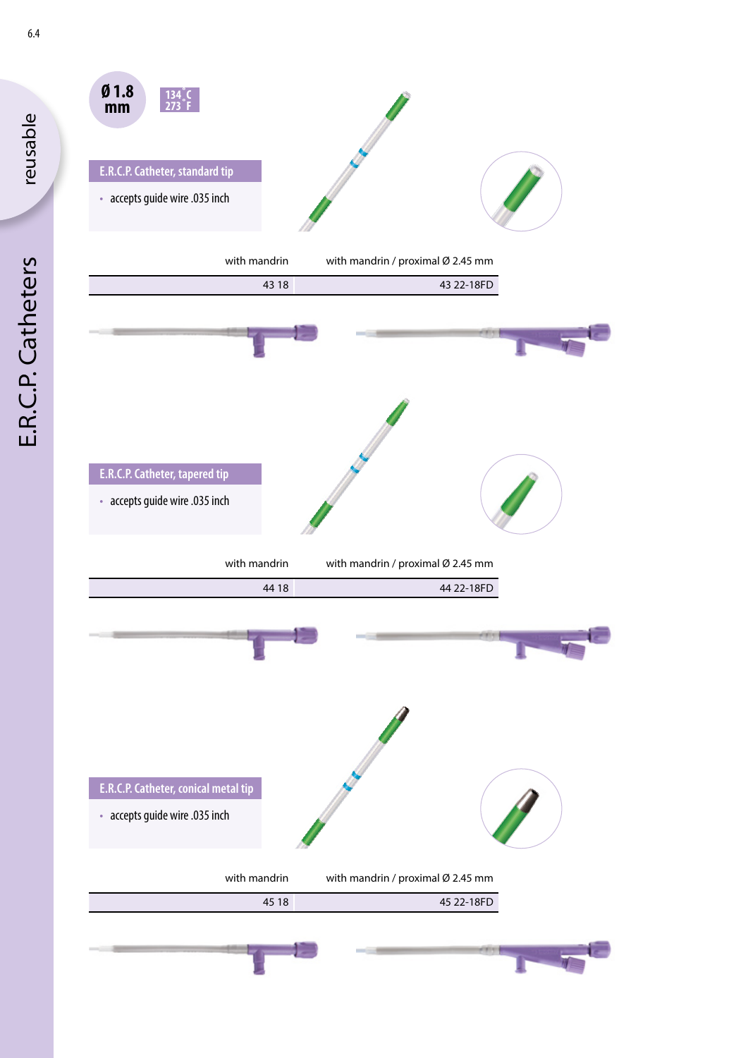reusable

# E.R.C.P. Catheters

Ø 1.8 mm

134 °C
273 °F

## E.R.C.P. Catheter, standard tip

- accepts guide wire .035 inch

| with mandrin | with mandrin / proximal Ø 2.45 mm |
|---|---|
| 43 18 | 43 22-18FD |

## E.R.C.P. Catheter, tapered tip

- accepts guide wire .035 inch

| with mandrin | with mandrin / proximal Ø 2.45 mm |
|---|---|
| 44 18 | 44 22-18FD |

## E.R.C.P. Catheter, conical metal tip

- accepts guide wire .035 inch

| with mandrin | with mandrin / proximal Ø 2.45 mm |
|---|---|
| 45 18 | 45 22-18FD |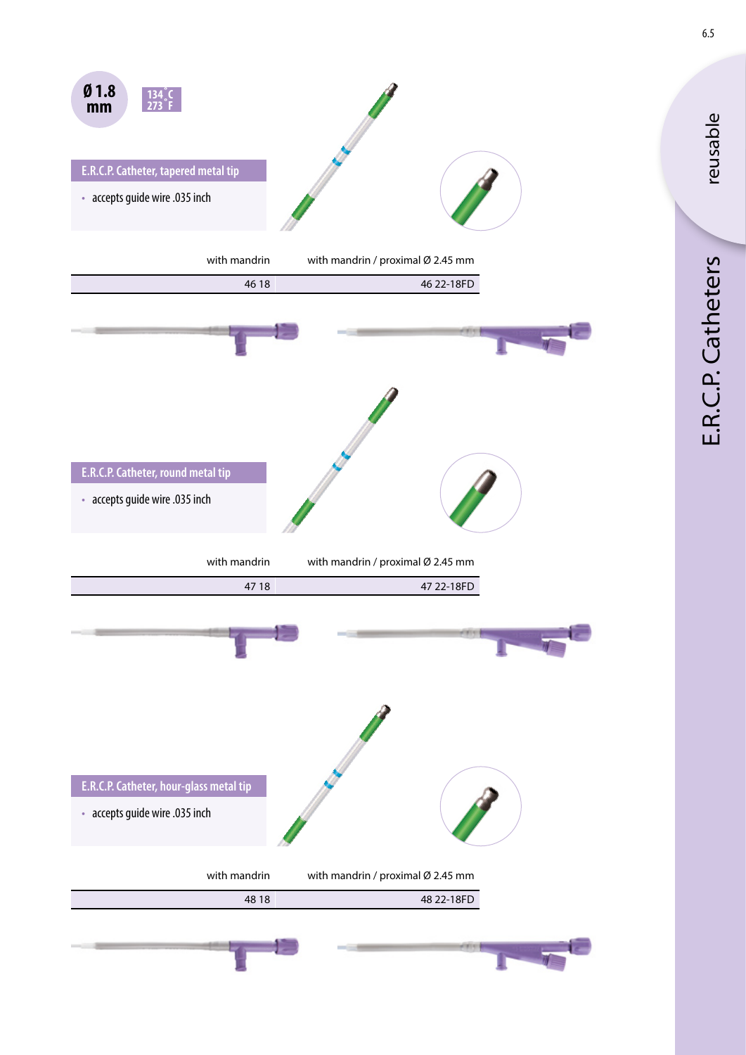Ø 1.8 mm

134 °C
273 °F

## E.R.C.P. Catheter, tapered metal tip

- accepts guide wire .035 inch

| with mandrin | with mandrin / proximal Ø 2.45 mm |
|---|---|
| 46 18 | 46 22-18FD |

## E.R.C.P. Catheter, round metal tip

- accepts guide wire .035 inch

| with mandrin | with mandrin / proximal Ø 2.45 mm |
|---|---|
| 47 18 | 47 22-18FD |

## E.R.C.P. Catheter, hour-glass metal tip

- accepts guide wire .035 inch

| with mandrin | with mandrin / proximal Ø 2.45 mm |
|---|---|
| 48 18 | 48 22-18FD |

reusable

E.R.C.P. Catheters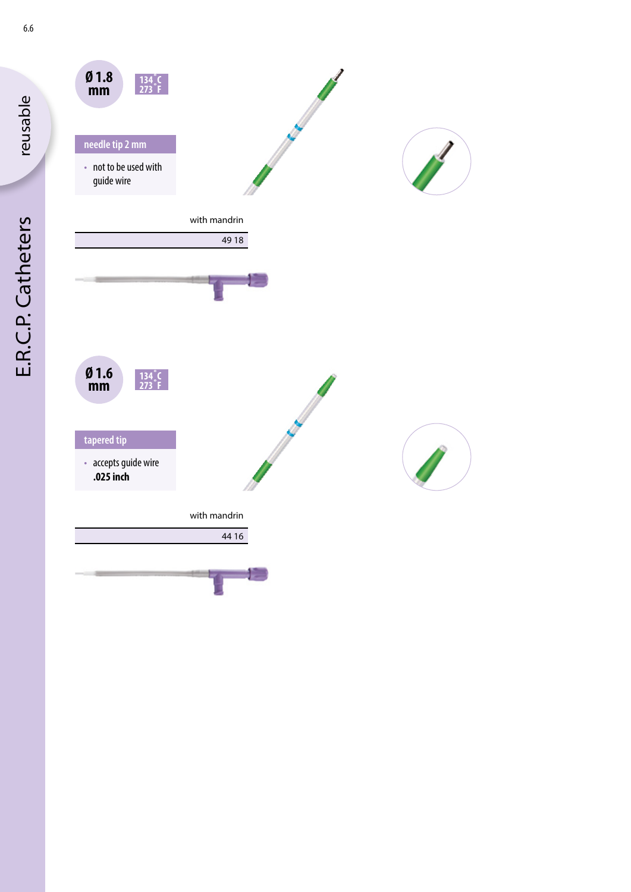# E.R.C.P. Catheters

reusable

**Ø 1.8 mm**

134 °C
273 °F

**needle tip 2 mm**

- not to be used with guide wire

| with mandrin |
| --- |
| 49 18 |

**Ø 1.6 mm**

134 °C
273 °F

**tapered tip**

- accepts guide wire **.025 inch**

| with mandrin |
| --- |
| 44 16 |